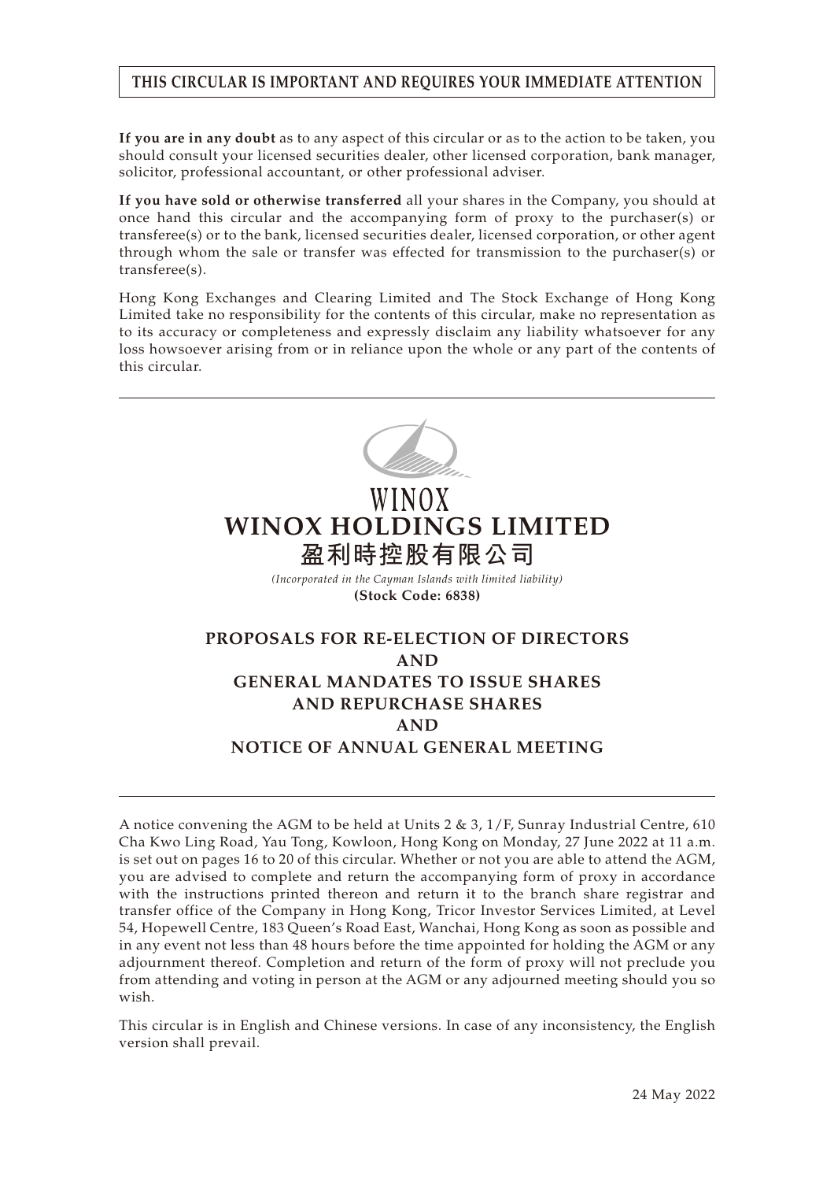**THIS CIRCULAR IS IMPORTANT AND REQUIRES YOUR IMMEDIATE ATTENTION**

**If you are in any doubt** as to any aspect of this circular or as to the action to be taken, you should consult your licensed securities dealer, other licensed corporation, bank manager, solicitor, professional accountant, or other professional adviser.

**If you have sold or otherwise transferred** all your shares in the Company, you should at once hand this circular and the accompanying form of proxy to the purchaser(s) or transferee(s) or to the bank, licensed securities dealer, licensed corporation, or other agent through whom the sale or transfer was effected for transmission to the purchaser(s) or transferee(s).

Hong Kong Exchanges and Clearing Limited and The Stock Exchange of Hong Kong Limited take no responsibility for the contents of this circular, make no representation as to its accuracy or completeness and expressly disclaim any liability whatsoever for any loss howsoever arising from or in reliance upon the whole or any part of the contents of this circular.

WINOX

# WINOX HOLDINGS LIMITED
# 盈利時控股有限公司

*(Incorporated in the Cayman Islands with limited liability)*
**(Stock Code: 6838)**

## PROPOSALS FOR RE-ELECTION OF DIRECTORS AND GENERAL MANDATES TO ISSUE SHARES AND REPURCHASE SHARES AND NOTICE OF ANNUAL GENERAL MEETING

A notice convening the AGM to be held at Units 2 & 3, 1/F, Sunray Industrial Centre, 610 Cha Kwo Ling Road, Yau Tong, Kowloon, Hong Kong on Monday, 27 June 2022 at 11 a.m. is set out on pages 16 to 20 of this circular. Whether or not you are able to attend the AGM, you are advised to complete and return the accompanying form of proxy in accordance with the instructions printed thereon and return it to the branch share registrar and transfer office of the Company in Hong Kong, Tricor Investor Services Limited, at Level 54, Hopewell Centre, 183 Queen's Road East, Wanchai, Hong Kong as soon as possible and in any event not less than 48 hours before the time appointed for holding the AGM or any adjournment thereof. Completion and return of the form of proxy will not preclude you from attending and voting in person at the AGM or any adjourned meeting should you so wish.

This circular is in English and Chinese versions. In case of any inconsistency, the English version shall prevail.

24 May 2022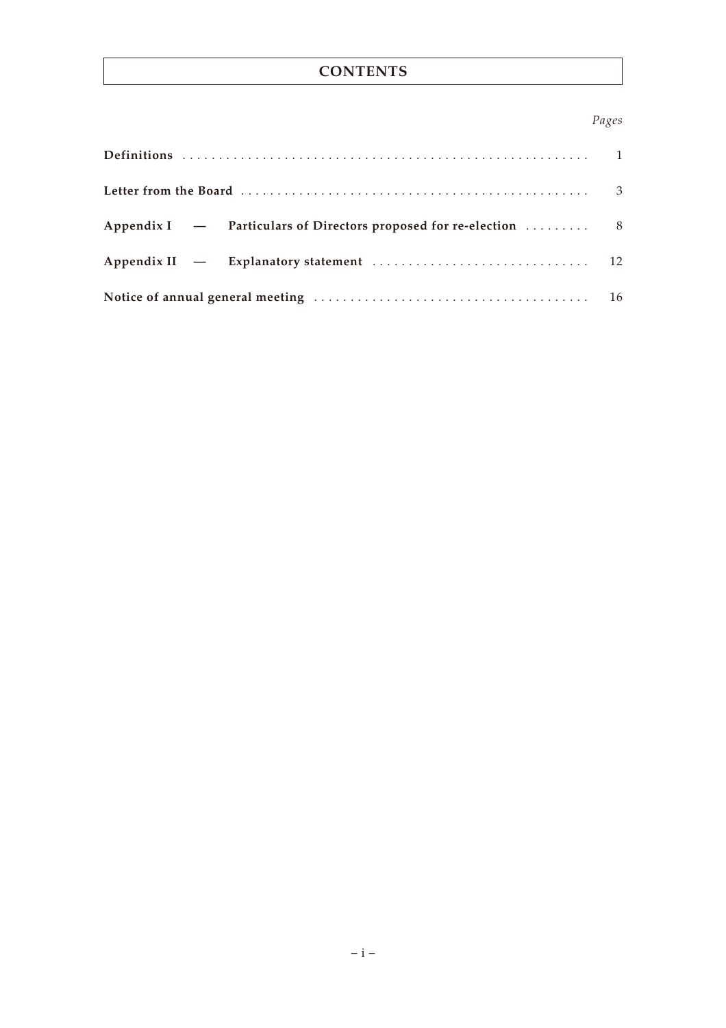# CONTENTS

| | *Pages* |
|---|---|
| **Definitions** | 1 |
| **Letter from the Board** | 3 |
| **Appendix I — Particulars of Directors proposed for re-election** | 8 |
| **Appendix II — Explanatory statement** | 12 |
| **Notice of annual general meeting** | 16 |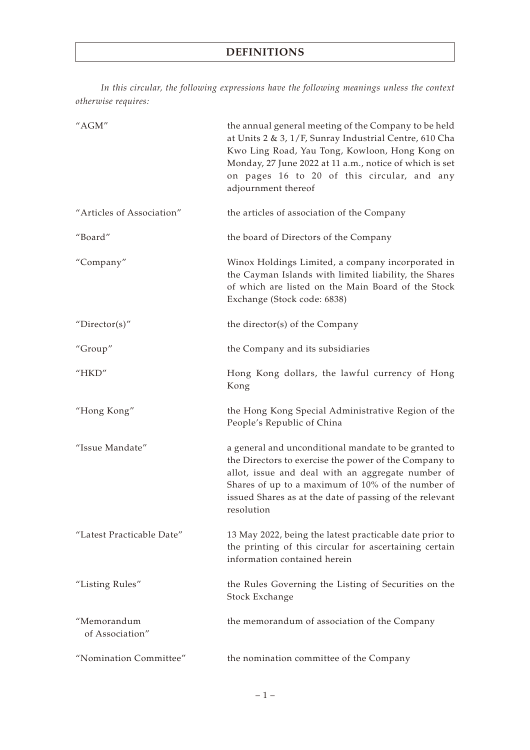# DEFINITIONS

*In this circular, the following expressions have the following meanings unless the context otherwise requires:*

| | |
|---|---|
| "AGM" | the annual general meeting of the Company to be held at Units 2 & 3, 1/F, Sunray Industrial Centre, 610 Cha Kwo Ling Road, Yau Tong, Kowloon, Hong Kong on Monday, 27 June 2022 at 11 a.m., notice of which is set on pages 16 to 20 of this circular, and any adjournment thereof |
| "Articles of Association" | the articles of association of the Company |
| "Board" | the board of Directors of the Company |
| "Company" | Winox Holdings Limited, a company incorporated in the Cayman Islands with limited liability, the Shares of which are listed on the Main Board of the Stock Exchange (Stock code: 6838) |
| "Director(s)" | the director(s) of the Company |
| "Group" | the Company and its subsidiaries |
| "HKD" | Hong Kong dollars, the lawful currency of Hong Kong |
| "Hong Kong" | the Hong Kong Special Administrative Region of the People's Republic of China |
| "Issue Mandate" | a general and unconditional mandate to be granted to the Directors to exercise the power of the Company to allot, issue and deal with an aggregate number of Shares of up to a maximum of 10% of the number of issued Shares as at the date of passing of the relevant resolution |
| "Latest Practicable Date" | 13 May 2022, being the latest practicable date prior to the printing of this circular for ascertaining certain information contained herein |
| "Listing Rules" | the Rules Governing the Listing of Securities on the Stock Exchange |
| "Memorandum of Association" | the memorandum of association of the Company |
| "Nomination Committee" | the nomination committee of the Company |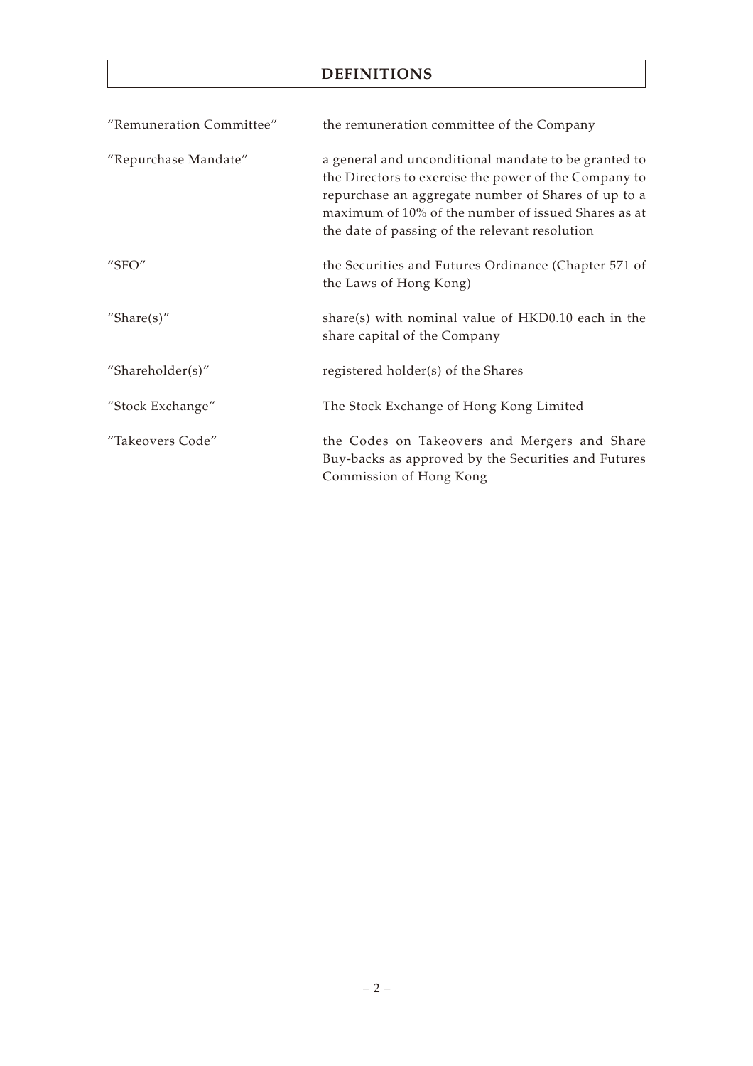# DEFINITIONS

| | |
|---|---|
| "Remuneration Committee" | the remuneration committee of the Company |
| "Repurchase Mandate" | a general and unconditional mandate to be granted to the Directors to exercise the power of the Company to repurchase an aggregate number of Shares of up to a maximum of 10% of the number of issued Shares as at the date of passing of the relevant resolution |
| "SFO" | the Securities and Futures Ordinance (Chapter 571 of the Laws of Hong Kong) |
| "Share(s)" | share(s) with nominal value of HKD0.10 each in the share capital of the Company |
| "Shareholder(s)" | registered holder(s) of the Shares |
| "Stock Exchange" | The Stock Exchange of Hong Kong Limited |
| "Takeovers Code" | the Codes on Takeovers and Mergers and Share Buy-backs as approved by the Securities and Futures Commission of Hong Kong |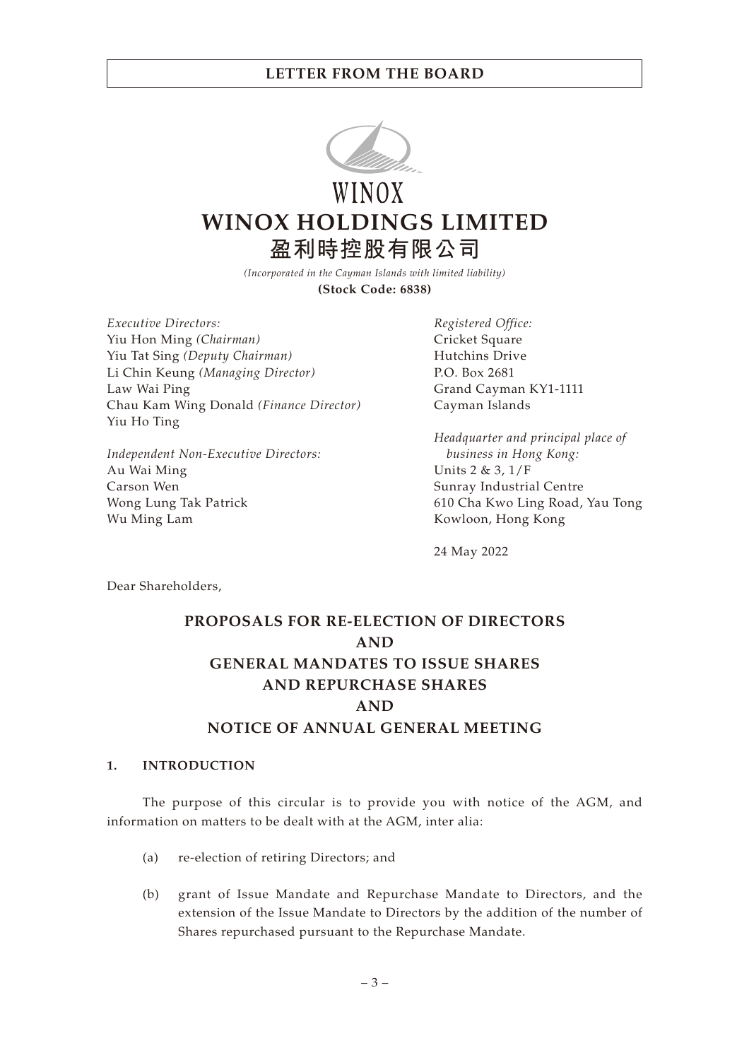WINOX

# WINOX HOLDINGS LIMITED
# 盈利時控股有限公司

*(Incorporated in the Cayman Islands with limited liability)*

**(Stock Code: 6838)**

*Executive Directors:*
Yiu Hon Ming *(Chairman)*
Yiu Tat Sing *(Deputy Chairman)*
Li Chin Keung *(Managing Director)*
Law Wai Ping
Chau Kam Wing Donald *(Finance Director)*
Yiu Ho Ting

*Independent Non-Executive Directors:*
Au Wai Ming
Carson Wen
Wong Lung Tak Patrick
Wu Ming Lam

*Registered Office:*
Cricket Square
Hutchins Drive
P.O. Box 2681
Grand Cayman KY1-1111
Cayman Islands

*Headquarter and principal place of business in Hong Kong:*
Units 2 & 3, 1/F
Sunray Industrial Centre
610 Cha Kwo Ling Road, Yau Tong
Kowloon, Hong Kong

24 May 2022

Dear Shareholders,

## PROPOSALS FOR RE-ELECTION OF DIRECTORS AND GENERAL MANDATES TO ISSUE SHARES AND REPURCHASE SHARES AND NOTICE OF ANNUAL GENERAL MEETING

### 1. INTRODUCTION

The purpose of this circular is to provide you with notice of the AGM, and information on matters to be dealt with at the AGM, inter alia:

(a) re-election of retiring Directors; and

(b) grant of Issue Mandate and Repurchase Mandate to Directors, and the extension of the Issue Mandate to Directors by the addition of the number of Shares repurchased pursuant to the Repurchase Mandate.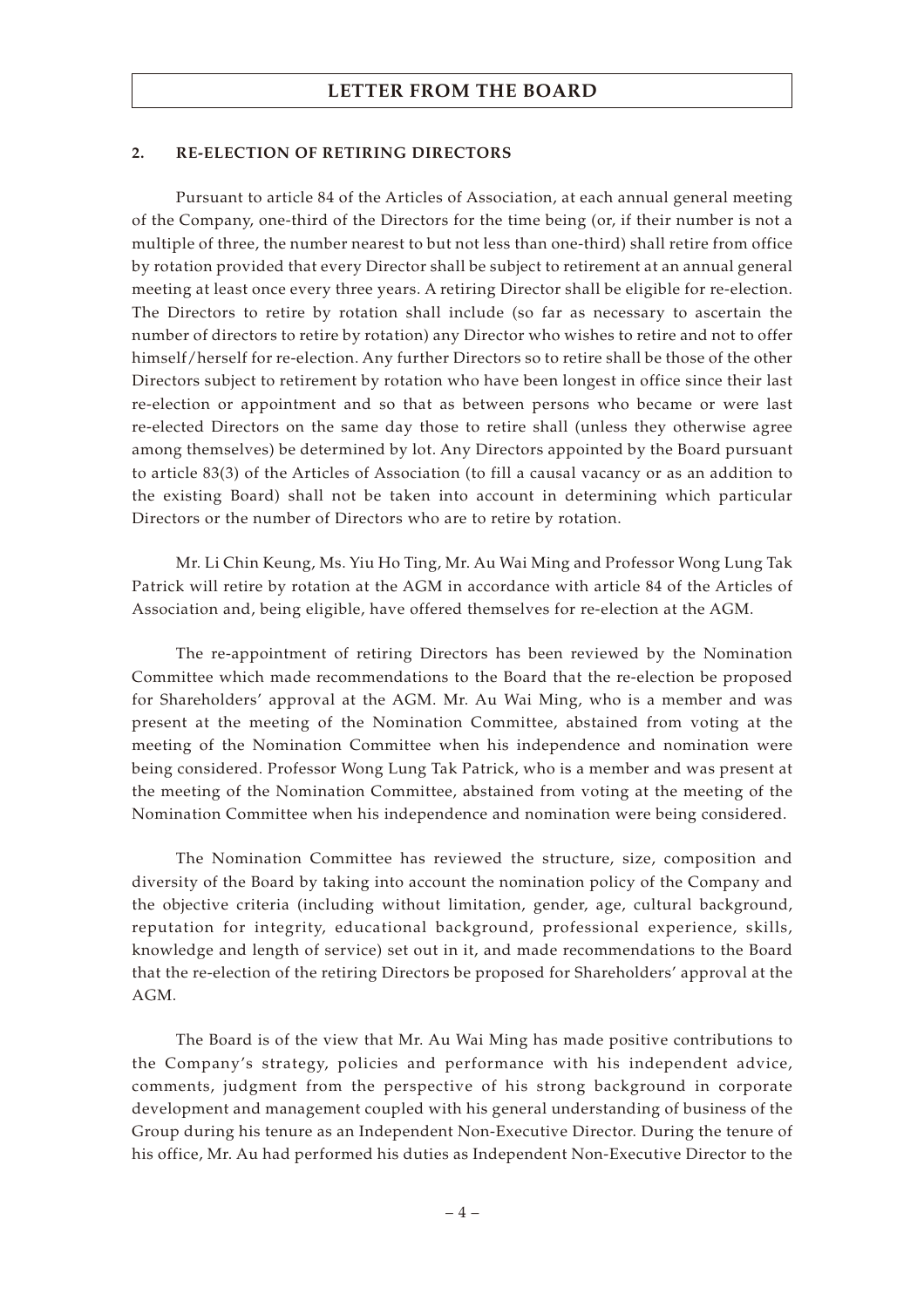## 2. RE-ELECTION OF RETIRING DIRECTORS

Pursuant to article 84 of the Articles of Association, at each annual general meeting of the Company, one-third of the Directors for the time being (or, if their number is not a multiple of three, the number nearest to but not less than one-third) shall retire from office by rotation provided that every Director shall be subject to retirement at an annual general meeting at least once every three years. A retiring Director shall be eligible for re-election. The Directors to retire by rotation shall include (so far as necessary to ascertain the number of directors to retire by rotation) any Director who wishes to retire and not to offer himself/herself for re-election. Any further Directors so to retire shall be those of the other Directors subject to retirement by rotation who have been longest in office since their last re-election or appointment and so that as between persons who became or were last re-elected Directors on the same day those to retire shall (unless they otherwise agree among themselves) be determined by lot. Any Directors appointed by the Board pursuant to article 83(3) of the Articles of Association (to fill a causal vacancy or as an addition to the existing Board) shall not be taken into account in determining which particular Directors or the number of Directors who are to retire by rotation.

Mr. Li Chin Keung, Ms. Yiu Ho Ting, Mr. Au Wai Ming and Professor Wong Lung Tak Patrick will retire by rotation at the AGM in accordance with article 84 of the Articles of Association and, being eligible, have offered themselves for re-election at the AGM.

The re-appointment of retiring Directors has been reviewed by the Nomination Committee which made recommendations to the Board that the re-election be proposed for Shareholders' approval at the AGM. Mr. Au Wai Ming, who is a member and was present at the meeting of the Nomination Committee, abstained from voting at the meeting of the Nomination Committee when his independence and nomination were being considered. Professor Wong Lung Tak Patrick, who is a member and was present at the meeting of the Nomination Committee, abstained from voting at the meeting of the Nomination Committee when his independence and nomination were being considered.

The Nomination Committee has reviewed the structure, size, composition and diversity of the Board by taking into account the nomination policy of the Company and the objective criteria (including without limitation, gender, age, cultural background, reputation for integrity, educational background, professional experience, skills, knowledge and length of service) set out in it, and made recommendations to the Board that the re-election of the retiring Directors be proposed for Shareholders' approval at the AGM.

The Board is of the view that Mr. Au Wai Ming has made positive contributions to the Company's strategy, policies and performance with his independent advice, comments, judgment from the perspective of his strong background in corporate development and management coupled with his general understanding of business of the Group during his tenure as an Independent Non-Executive Director. During the tenure of his office, Mr. Au had performed his duties as Independent Non-Executive Director to the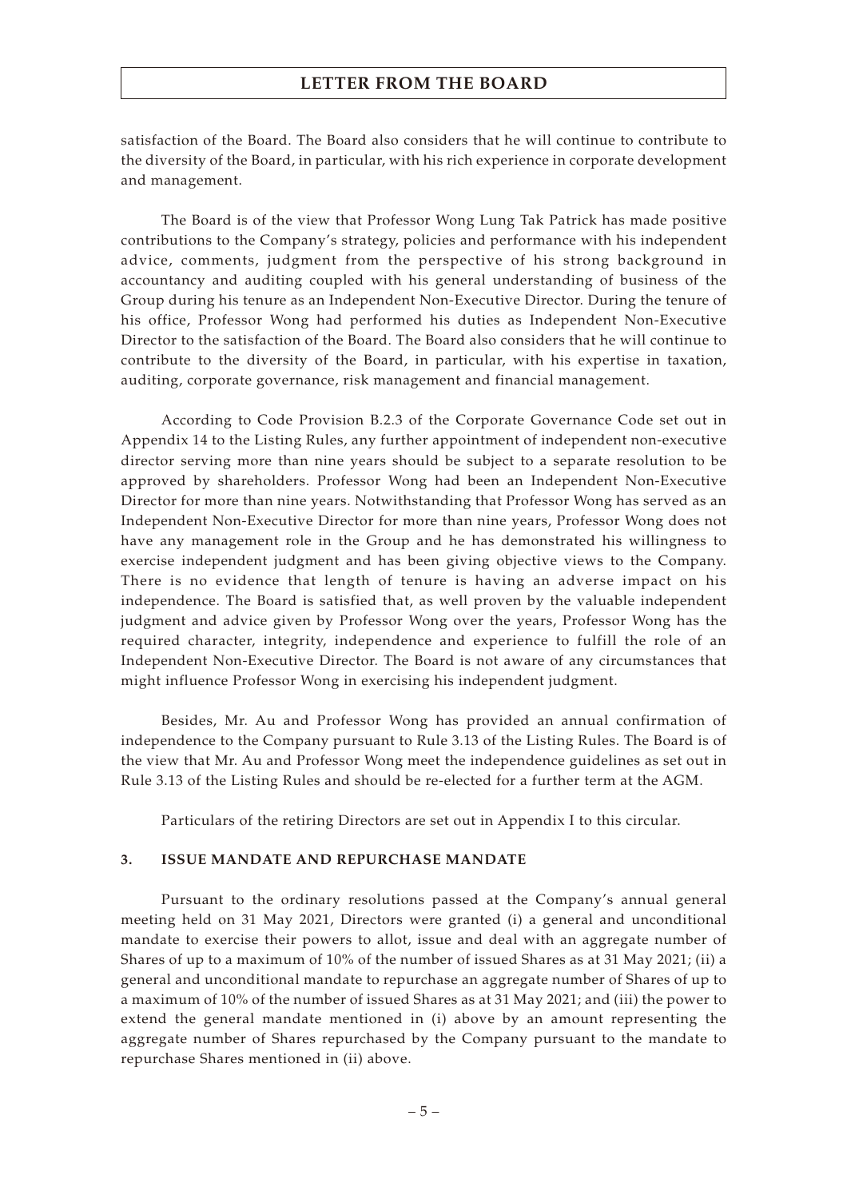satisfaction of the Board. The Board also considers that he will continue to contribute to the diversity of the Board, in particular, with his rich experience in corporate development and management.

The Board is of the view that Professor Wong Lung Tak Patrick has made positive contributions to the Company's strategy, policies and performance with his independent advice, comments, judgment from the perspective of his strong background in accountancy and auditing coupled with his general understanding of business of the Group during his tenure as an Independent Non-Executive Director. During the tenure of his office, Professor Wong had performed his duties as Independent Non-Executive Director to the satisfaction of the Board. The Board also considers that he will continue to contribute to the diversity of the Board, in particular, with his expertise in taxation, auditing, corporate governance, risk management and financial management.

According to Code Provision B.2.3 of the Corporate Governance Code set out in Appendix 14 to the Listing Rules, any further appointment of independent non-executive director serving more than nine years should be subject to a separate resolution to be approved by shareholders. Professor Wong had been an Independent Non-Executive Director for more than nine years. Notwithstanding that Professor Wong has served as an Independent Non-Executive Director for more than nine years, Professor Wong does not have any management role in the Group and he has demonstrated his willingness to exercise independent judgment and has been giving objective views to the Company. There is no evidence that length of tenure is having an adverse impact on his independence. The Board is satisfied that, as well proven by the valuable independent judgment and advice given by Professor Wong over the years, Professor Wong has the required character, integrity, independence and experience to fulfill the role of an Independent Non-Executive Director. The Board is not aware of any circumstances that might influence Professor Wong in exercising his independent judgment.

Besides, Mr. Au and Professor Wong has provided an annual confirmation of independence to the Company pursuant to Rule 3.13 of the Listing Rules. The Board is of the view that Mr. Au and Professor Wong meet the independence guidelines as set out in Rule 3.13 of the Listing Rules and should be re-elected for a further term at the AGM.

Particulars of the retiring Directors are set out in Appendix I to this circular.

## 3. ISSUE MANDATE AND REPURCHASE MANDATE

Pursuant to the ordinary resolutions passed at the Company's annual general meeting held on 31 May 2021, Directors were granted (i) a general and unconditional mandate to exercise their powers to allot, issue and deal with an aggregate number of Shares of up to a maximum of 10% of the number of issued Shares as at 31 May 2021; (ii) a general and unconditional mandate to repurchase an aggregate number of Shares of up to a maximum of 10% of the number of issued Shares as at 31 May 2021; and (iii) the power to extend the general mandate mentioned in (i) above by an amount representing the aggregate number of Shares repurchased by the Company pursuant to the mandate to repurchase Shares mentioned in (ii) above.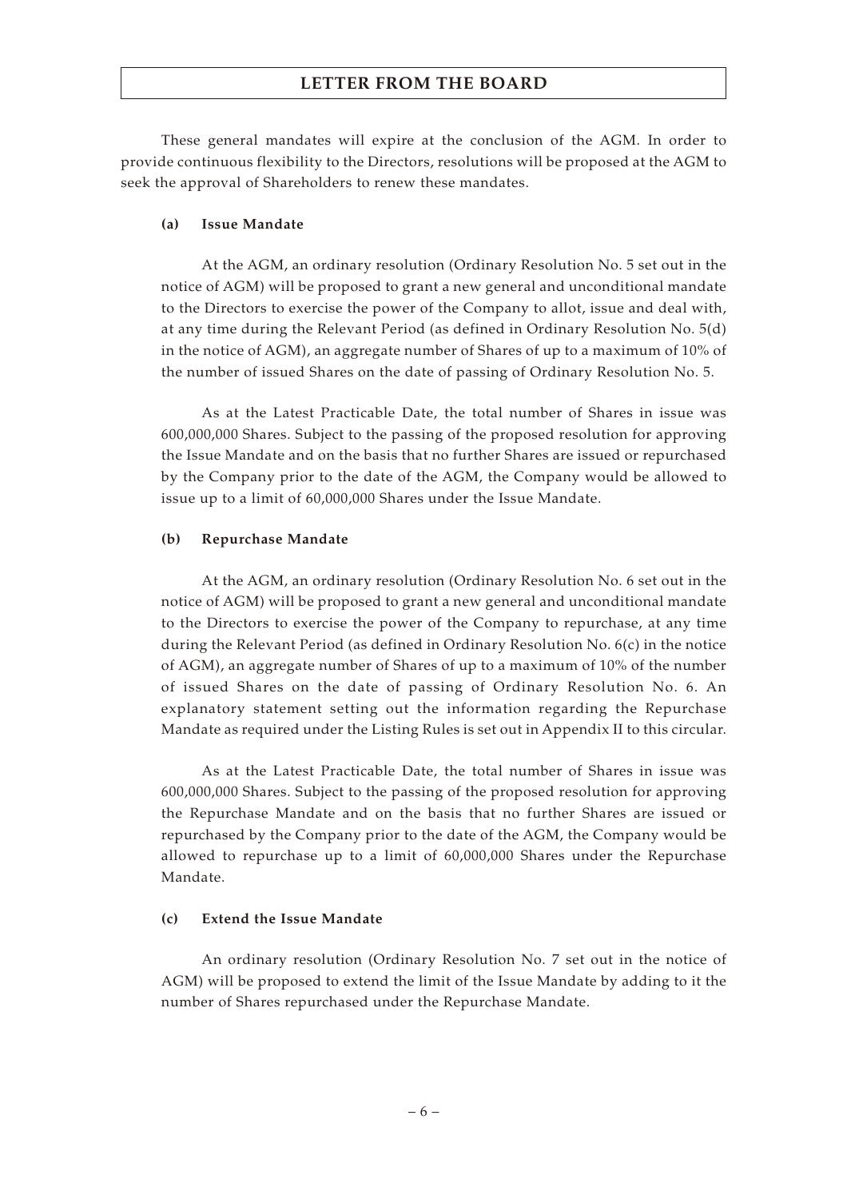These general mandates will expire at the conclusion of the AGM. In order to provide continuous flexibility to the Directors, resolutions will be proposed at the AGM to seek the approval of Shareholders to renew these mandates.

**(a) Issue Mandate**

At the AGM, an ordinary resolution (Ordinary Resolution No. 5 set out in the notice of AGM) will be proposed to grant a new general and unconditional mandate to the Directors to exercise the power of the Company to allot, issue and deal with, at any time during the Relevant Period (as defined in Ordinary Resolution No. 5(d) in the notice of AGM), an aggregate number of Shares of up to a maximum of 10% of the number of issued Shares on the date of passing of Ordinary Resolution No. 5.

As at the Latest Practicable Date, the total number of Shares in issue was 600,000,000 Shares. Subject to the passing of the proposed resolution for approving the Issue Mandate and on the basis that no further Shares are issued or repurchased by the Company prior to the date of the AGM, the Company would be allowed to issue up to a limit of 60,000,000 Shares under the Issue Mandate.

**(b) Repurchase Mandate**

At the AGM, an ordinary resolution (Ordinary Resolution No. 6 set out in the notice of AGM) will be proposed to grant a new general and unconditional mandate to the Directors to exercise the power of the Company to repurchase, at any time during the Relevant Period (as defined in Ordinary Resolution No. 6(c) in the notice of AGM), an aggregate number of Shares of up to a maximum of 10% of the number of issued Shares on the date of passing of Ordinary Resolution No. 6. An explanatory statement setting out the information regarding the Repurchase Mandate as required under the Listing Rules is set out in Appendix II to this circular.

As at the Latest Practicable Date, the total number of Shares in issue was 600,000,000 Shares. Subject to the passing of the proposed resolution for approving the Repurchase Mandate and on the basis that no further Shares are issued or repurchased by the Company prior to the date of the AGM, the Company would be allowed to repurchase up to a limit of 60,000,000 Shares under the Repurchase Mandate.

**(c) Extend the Issue Mandate**

An ordinary resolution (Ordinary Resolution No. 7 set out in the notice of AGM) will be proposed to extend the limit of the Issue Mandate by adding to it the number of Shares repurchased under the Repurchase Mandate.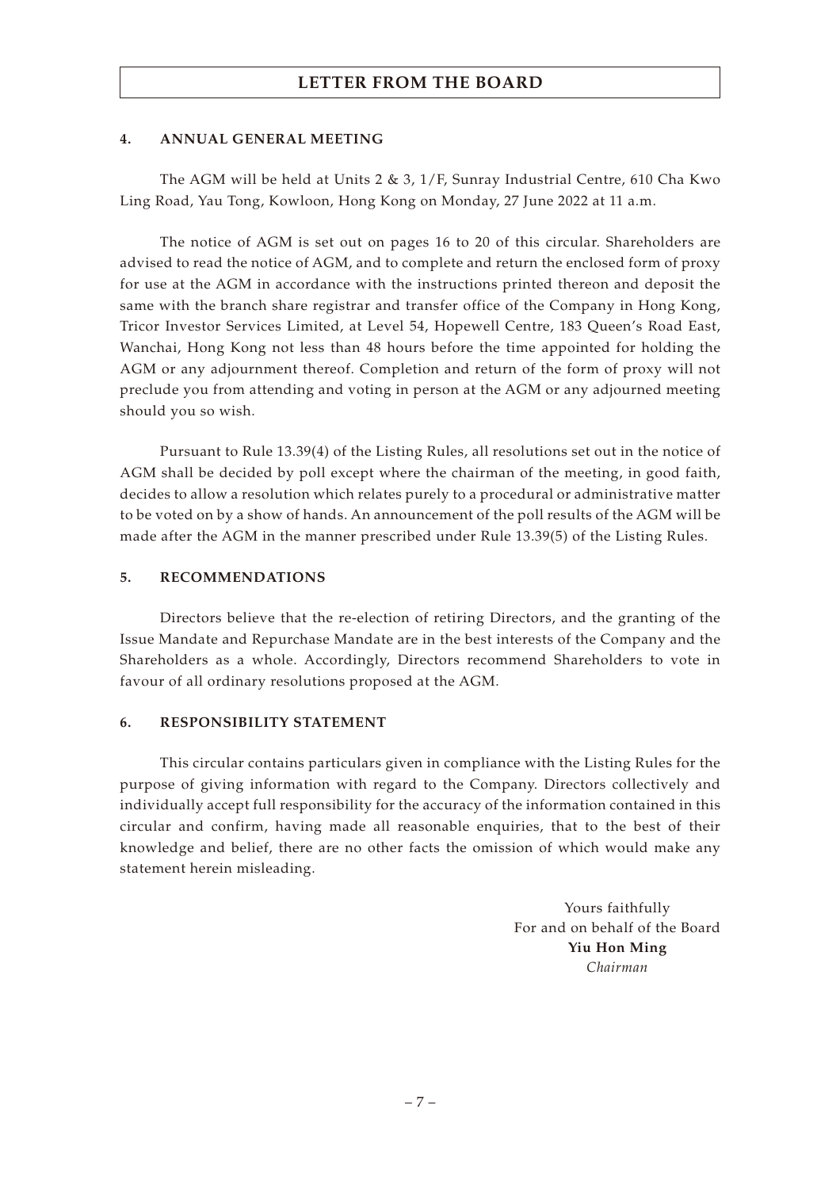## 4. ANNUAL GENERAL MEETING

The AGM will be held at Units 2 & 3, 1/F, Sunray Industrial Centre, 610 Cha Kwo Ling Road, Yau Tong, Kowloon, Hong Kong on Monday, 27 June 2022 at 11 a.m.

The notice of AGM is set out on pages 16 to 20 of this circular. Shareholders are advised to read the notice of AGM, and to complete and return the enclosed form of proxy for use at the AGM in accordance with the instructions printed thereon and deposit the same with the branch share registrar and transfer office of the Company in Hong Kong, Tricor Investor Services Limited, at Level 54, Hopewell Centre, 183 Queen's Road East, Wanchai, Hong Kong not less than 48 hours before the time appointed for holding the AGM or any adjournment thereof. Completion and return of the form of proxy will not preclude you from attending and voting in person at the AGM or any adjourned meeting should you so wish.

Pursuant to Rule 13.39(4) of the Listing Rules, all resolutions set out in the notice of AGM shall be decided by poll except where the chairman of the meeting, in good faith, decides to allow a resolution which relates purely to a procedural or administrative matter to be voted on by a show of hands. An announcement of the poll results of the AGM will be made after the AGM in the manner prescribed under Rule 13.39(5) of the Listing Rules.

## 5. RECOMMENDATIONS

Directors believe that the re-election of retiring Directors, and the granting of the Issue Mandate and Repurchase Mandate are in the best interests of the Company and the Shareholders as a whole. Accordingly, Directors recommend Shareholders to vote in favour of all ordinary resolutions proposed at the AGM.

## 6. RESPONSIBILITY STATEMENT

This circular contains particulars given in compliance with the Listing Rules for the purpose of giving information with regard to the Company. Directors collectively and individually accept full responsibility for the accuracy of the information contained in this circular and confirm, having made all reasonable enquiries, that to the best of their knowledge and belief, there are no other facts the omission of which would make any statement herein misleading.

Yours faithfully
For and on behalf of the Board
**Yiu Hon Ming**
*Chairman*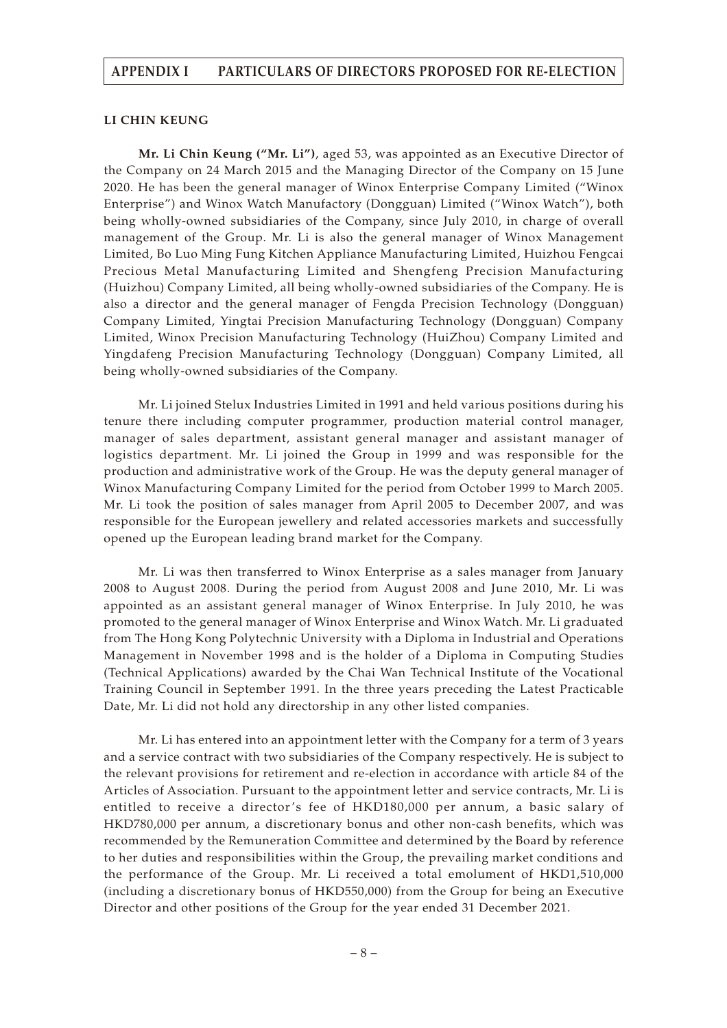# APPENDIX I PARTICULARS OF DIRECTORS PROPOSED FOR RE-ELECTION

**LI CHIN KEUNG**

**Mr. Li Chin Keung ("Mr. Li")**, aged 53, was appointed as an Executive Director of the Company on 24 March 2015 and the Managing Director of the Company on 15 June 2020. He has been the general manager of Winox Enterprise Company Limited ("Winox Enterprise") and Winox Watch Manufactory (Dongguan) Limited ("Winox Watch"), both being wholly-owned subsidiaries of the Company, since July 2010, in charge of overall management of the Group. Mr. Li is also the general manager of Winox Management Limited, Bo Luo Ming Fung Kitchen Appliance Manufacturing Limited, Huizhou Fengcai Precious Metal Manufacturing Limited and Shengfeng Precision Manufacturing (Huizhou) Company Limited, all being wholly-owned subsidiaries of the Company. He is also a director and the general manager of Fengda Precision Technology (Dongguan) Company Limited, Yingtai Precision Manufacturing Technology (Dongguan) Company Limited, Winox Precision Manufacturing Technology (HuiZhou) Company Limited and Yingdafeng Precision Manufacturing Technology (Dongguan) Company Limited, all being wholly-owned subsidiaries of the Company.

Mr. Li joined Stelux Industries Limited in 1991 and held various positions during his tenure there including computer programmer, production material control manager, manager of sales department, assistant general manager and assistant manager of logistics department. Mr. Li joined the Group in 1999 and was responsible for the production and administrative work of the Group. He was the deputy general manager of Winox Manufacturing Company Limited for the period from October 1999 to March 2005. Mr. Li took the position of sales manager from April 2005 to December 2007, and was responsible for the European jewellery and related accessories markets and successfully opened up the European leading brand market for the Company.

Mr. Li was then transferred to Winox Enterprise as a sales manager from January 2008 to August 2008. During the period from August 2008 and June 2010, Mr. Li was appointed as an assistant general manager of Winox Enterprise. In July 2010, he was promoted to the general manager of Winox Enterprise and Winox Watch. Mr. Li graduated from The Hong Kong Polytechnic University with a Diploma in Industrial and Operations Management in November 1998 and is the holder of a Diploma in Computing Studies (Technical Applications) awarded by the Chai Wan Technical Institute of the Vocational Training Council in September 1991. In the three years preceding the Latest Practicable Date, Mr. Li did not hold any directorship in any other listed companies.

Mr. Li has entered into an appointment letter with the Company for a term of 3 years and a service contract with two subsidiaries of the Company respectively. He is subject to the relevant provisions for retirement and re-election in accordance with article 84 of the Articles of Association. Pursuant to the appointment letter and service contracts, Mr. Li is entitled to receive a director's fee of HKD180,000 per annum, a basic salary of HKD780,000 per annum, a discretionary bonus and other non-cash benefits, which was recommended by the Remuneration Committee and determined by the Board by reference to her duties and responsibilities within the Group, the prevailing market conditions and the performance of the Group. Mr. Li received a total emolument of HKD1,510,000 (including a discretionary bonus of HKD550,000) from the Group for being an Executive Director and other positions of the Group for the year ended 31 December 2021.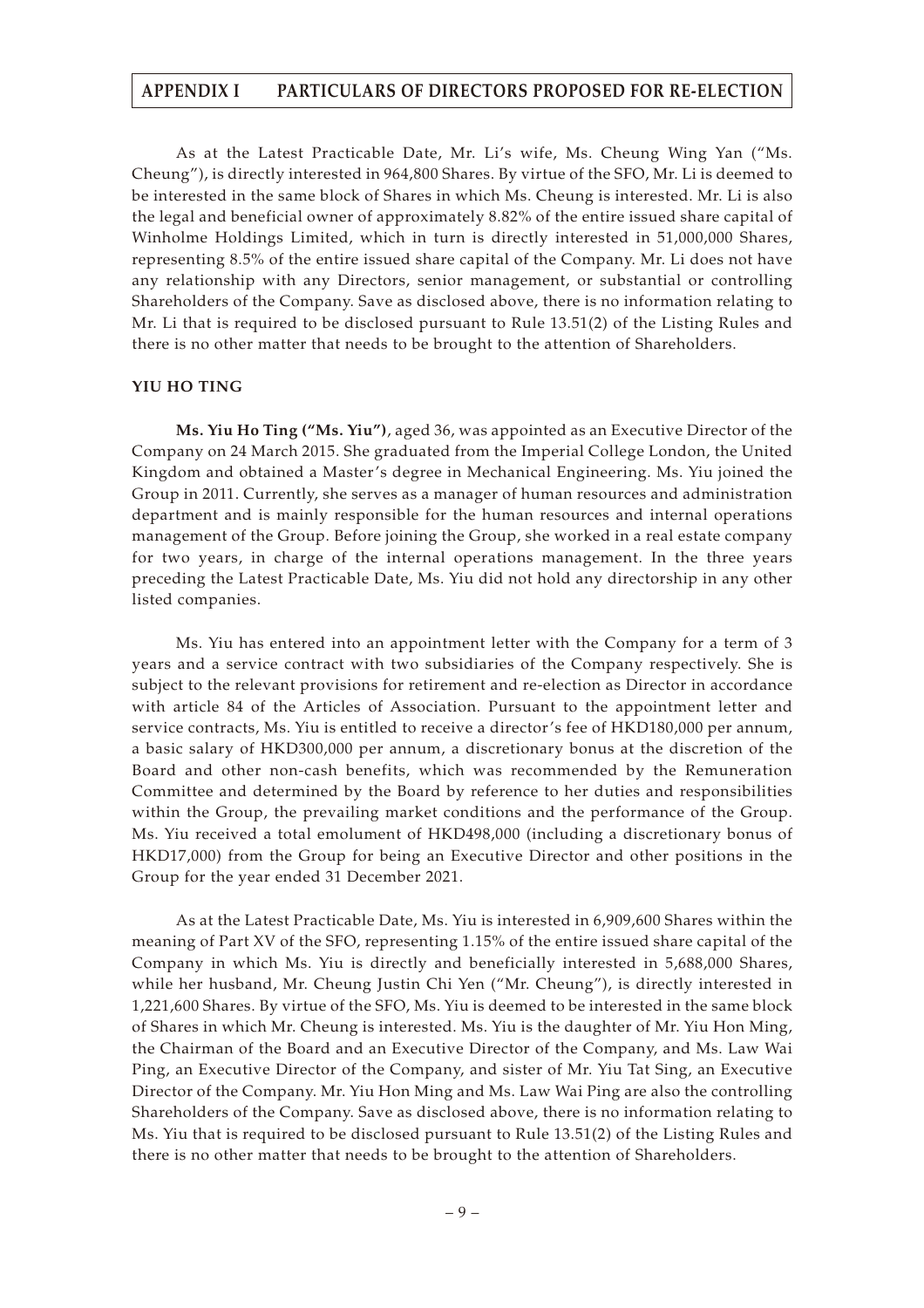As at the Latest Practicable Date, Mr. Li's wife, Ms. Cheung Wing Yan ("Ms. Cheung"), is directly interested in 964,800 Shares. By virtue of the SFO, Mr. Li is deemed to be interested in the same block of Shares in which Ms. Cheung is interested. Mr. Li is also the legal and beneficial owner of approximately 8.82% of the entire issued share capital of Winholme Holdings Limited, which in turn is directly interested in 51,000,000 Shares, representing 8.5% of the entire issued share capital of the Company. Mr. Li does not have any relationship with any Directors, senior management, or substantial or controlling Shareholders of the Company. Save as disclosed above, there is no information relating to Mr. Li that is required to be disclosed pursuant to Rule 13.51(2) of the Listing Rules and there is no other matter that needs to be brought to the attention of Shareholders.

**YIU HO TING**

**Ms. Yiu Ho Ting ("Ms. Yiu")**, aged 36, was appointed as an Executive Director of the Company on 24 March 2015. She graduated from the Imperial College London, the United Kingdom and obtained a Master's degree in Mechanical Engineering. Ms. Yiu joined the Group in 2011. Currently, she serves as a manager of human resources and administration department and is mainly responsible for the human resources and internal operations management of the Group. Before joining the Group, she worked in a real estate company for two years, in charge of the internal operations management. In the three years preceding the Latest Practicable Date, Ms. Yiu did not hold any directorship in any other listed companies.

Ms. Yiu has entered into an appointment letter with the Company for a term of 3 years and a service contract with two subsidiaries of the Company respectively. She is subject to the relevant provisions for retirement and re-election as Director in accordance with article 84 of the Articles of Association. Pursuant to the appointment letter and service contracts, Ms. Yiu is entitled to receive a director's fee of HKD180,000 per annum, a basic salary of HKD300,000 per annum, a discretionary bonus at the discretion of the Board and other non-cash benefits, which was recommended by the Remuneration Committee and determined by the Board by reference to her duties and responsibilities within the Group, the prevailing market conditions and the performance of the Group. Ms. Yiu received a total emolument of HKD498,000 (including a discretionary bonus of HKD17,000) from the Group for being an Executive Director and other positions in the Group for the year ended 31 December 2021.

As at the Latest Practicable Date, Ms. Yiu is interested in 6,909,600 Shares within the meaning of Part XV of the SFO, representing 1.15% of the entire issued share capital of the Company in which Ms. Yiu is directly and beneficially interested in 5,688,000 Shares, while her husband, Mr. Cheung Justin Chi Yen ("Mr. Cheung"), is directly interested in 1,221,600 Shares. By virtue of the SFO, Ms. Yiu is deemed to be interested in the same block of Shares in which Mr. Cheung is interested. Ms. Yiu is the daughter of Mr. Yiu Hon Ming, the Chairman of the Board and an Executive Director of the Company, and Ms. Law Wai Ping, an Executive Director of the Company, and sister of Mr. Yiu Tat Sing, an Executive Director of the Company. Mr. Yiu Hon Ming and Ms. Law Wai Ping are also the controlling Shareholders of the Company. Save as disclosed above, there is no information relating to Ms. Yiu that is required to be disclosed pursuant to Rule 13.51(2) of the Listing Rules and there is no other matter that needs to be brought to the attention of Shareholders.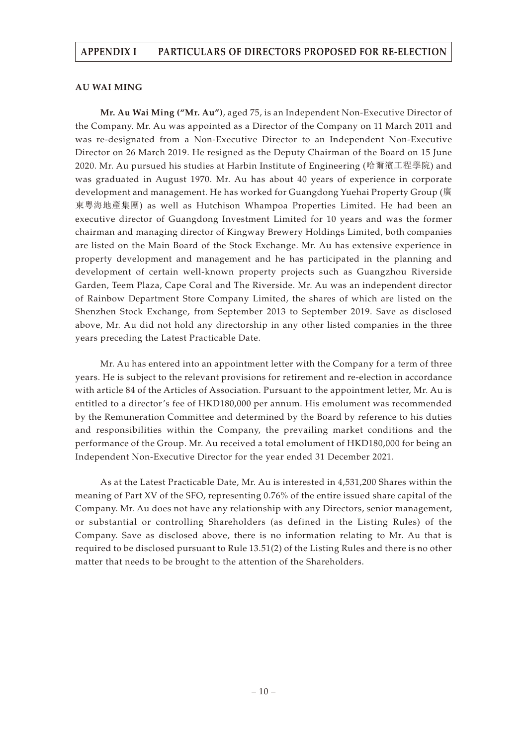## APPENDIX I PARTICULARS OF DIRECTORS PROPOSED FOR RE-ELECTION

### AU WAI MING

**Mr. Au Wai Ming ("Mr. Au")**, aged 75, is an Independent Non-Executive Director of the Company. Mr. Au was appointed as a Director of the Company on 11 March 2011 and was re-designated from a Non-Executive Director to an Independent Non-Executive Director on 26 March 2019. He resigned as the Deputy Chairman of the Board on 15 June 2020. Mr. Au pursued his studies at Harbin Institute of Engineering (哈爾濱工程學院) and was graduated in August 1970. Mr. Au has about 40 years of experience in corporate development and management. He has worked for Guangdong Yuehai Property Group (廣東粵海地產集團) as well as Hutchison Whampoa Properties Limited. He had been an executive director of Guangdong Investment Limited for 10 years and was the former chairman and managing director of Kingway Brewery Holdings Limited, both companies are listed on the Main Board of the Stock Exchange. Mr. Au has extensive experience in property development and management and he has participated in the planning and development of certain well-known property projects such as Guangzhou Riverside Garden, Teem Plaza, Cape Coral and The Riverside. Mr. Au was an independent director of Rainbow Department Store Company Limited, the shares of which are listed on the Shenzhen Stock Exchange, from September 2013 to September 2019. Save as disclosed above, Mr. Au did not hold any directorship in any other listed companies in the three years preceding the Latest Practicable Date.

Mr. Au has entered into an appointment letter with the Company for a term of three years. He is subject to the relevant provisions for retirement and re-election in accordance with article 84 of the Articles of Association. Pursuant to the appointment letter, Mr. Au is entitled to a director's fee of HKD180,000 per annum. His emolument was recommended by the Remuneration Committee and determined by the Board by reference to his duties and responsibilities within the Company, the prevailing market conditions and the performance of the Group. Mr. Au received a total emolument of HKD180,000 for being an Independent Non-Executive Director for the year ended 31 December 2021.

As at the Latest Practicable Date, Mr. Au is interested in 4,531,200 Shares within the meaning of Part XV of the SFO, representing 0.76% of the entire issued share capital of the Company. Mr. Au does not have any relationship with any Directors, senior management, or substantial or controlling Shareholders (as defined in the Listing Rules) of the Company. Save as disclosed above, there is no information relating to Mr. Au that is required to be disclosed pursuant to Rule 13.51(2) of the Listing Rules and there is no other matter that needs to be brought to the attention of the Shareholders.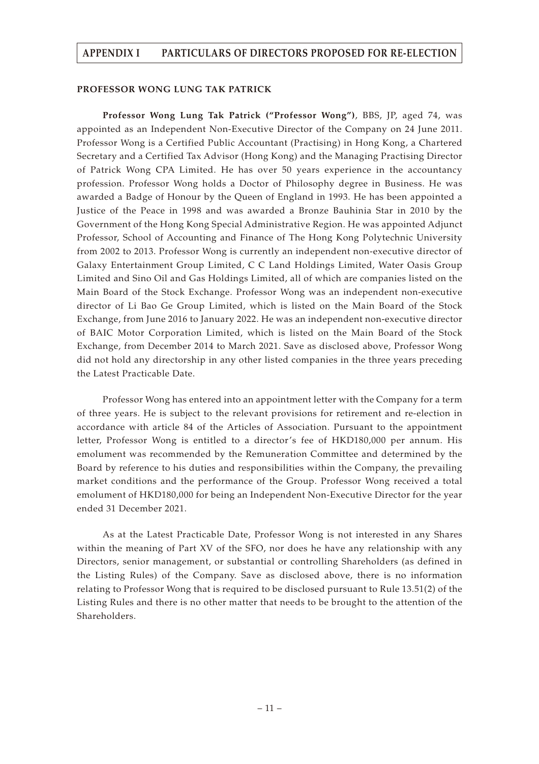## APPENDIX I PARTICULARS OF DIRECTORS PROPOSED FOR RE-ELECTION

### PROFESSOR WONG LUNG TAK PATRICK

**Professor Wong Lung Tak Patrick ("Professor Wong")**, BBS, JP, aged 74, was appointed as an Independent Non-Executive Director of the Company on 24 June 2011. Professor Wong is a Certified Public Accountant (Practising) in Hong Kong, a Chartered Secretary and a Certified Tax Advisor (Hong Kong) and the Managing Practising Director of Patrick Wong CPA Limited. He has over 50 years experience in the accountancy profession. Professor Wong holds a Doctor of Philosophy degree in Business. He was awarded a Badge of Honour by the Queen of England in 1993. He has been appointed a Justice of the Peace in 1998 and was awarded a Bronze Bauhinia Star in 2010 by the Government of the Hong Kong Special Administrative Region. He was appointed Adjunct Professor, School of Accounting and Finance of The Hong Kong Polytechnic University from 2002 to 2013. Professor Wong is currently an independent non-executive director of Galaxy Entertainment Group Limited, C C Land Holdings Limited, Water Oasis Group Limited and Sino Oil and Gas Holdings Limited, all of which are companies listed on the Main Board of the Stock Exchange. Professor Wong was an independent non-executive director of Li Bao Ge Group Limited, which is listed on the Main Board of the Stock Exchange, from June 2016 to January 2022. He was an independent non-executive director of BAIC Motor Corporation Limited, which is listed on the Main Board of the Stock Exchange, from December 2014 to March 2021. Save as disclosed above, Professor Wong did not hold any directorship in any other listed companies in the three years preceding the Latest Practicable Date.

Professor Wong has entered into an appointment letter with the Company for a term of three years. He is subject to the relevant provisions for retirement and re-election in accordance with article 84 of the Articles of Association. Pursuant to the appointment letter, Professor Wong is entitled to a director's fee of HKD180,000 per annum. His emolument was recommended by the Remuneration Committee and determined by the Board by reference to his duties and responsibilities within the Company, the prevailing market conditions and the performance of the Group. Professor Wong received a total emolument of HKD180,000 for being an Independent Non-Executive Director for the year ended 31 December 2021.

As at the Latest Practicable Date, Professor Wong is not interested in any Shares within the meaning of Part XV of the SFO, nor does he have any relationship with any Directors, senior management, or substantial or controlling Shareholders (as defined in the Listing Rules) of the Company. Save as disclosed above, there is no information relating to Professor Wong that is required to be disclosed pursuant to Rule 13.51(2) of the Listing Rules and there is no other matter that needs to be brought to the attention of the Shareholders.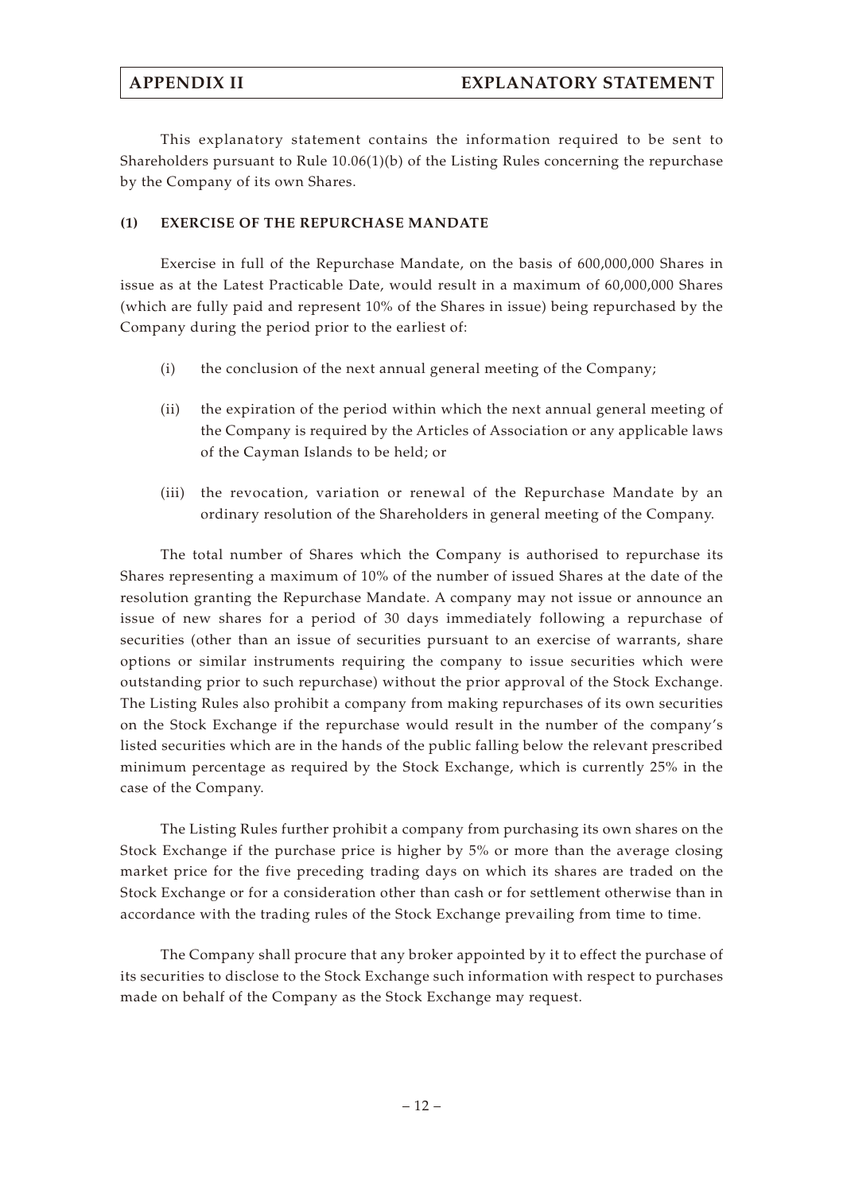This explanatory statement contains the information required to be sent to Shareholders pursuant to Rule 10.06(1)(b) of the Listing Rules concerning the repurchase by the Company of its own Shares.

### (1) EXERCISE OF THE REPURCHASE MANDATE

Exercise in full of the Repurchase Mandate, on the basis of 600,000,000 Shares in issue as at the Latest Practicable Date, would result in a maximum of 60,000,000 Shares (which are fully paid and represent 10% of the Shares in issue) being repurchased by the Company during the period prior to the earliest of:

(i) the conclusion of the next annual general meeting of the Company;

(ii) the expiration of the period within which the next annual general meeting of the Company is required by the Articles of Association or any applicable laws of the Cayman Islands to be held; or

(iii) the revocation, variation or renewal of the Repurchase Mandate by an ordinary resolution of the Shareholders in general meeting of the Company.

The total number of Shares which the Company is authorised to repurchase its Shares representing a maximum of 10% of the number of issued Shares at the date of the resolution granting the Repurchase Mandate. A company may not issue or announce an issue of new shares for a period of 30 days immediately following a repurchase of securities (other than an issue of securities pursuant to an exercise of warrants, share options or similar instruments requiring the company to issue securities which were outstanding prior to such repurchase) without the prior approval of the Stock Exchange. The Listing Rules also prohibit a company from making repurchases of its own securities on the Stock Exchange if the repurchase would result in the number of the company's listed securities which are in the hands of the public falling below the relevant prescribed minimum percentage as required by the Stock Exchange, which is currently 25% in the case of the Company.

The Listing Rules further prohibit a company from purchasing its own shares on the Stock Exchange if the purchase price is higher by 5% or more than the average closing market price for the five preceding trading days on which its shares are traded on the Stock Exchange or for a consideration other than cash or for settlement otherwise than in accordance with the trading rules of the Stock Exchange prevailing from time to time.

The Company shall procure that any broker appointed by it to effect the purchase of its securities to disclose to the Stock Exchange such information with respect to purchases made on behalf of the Company as the Stock Exchange may request.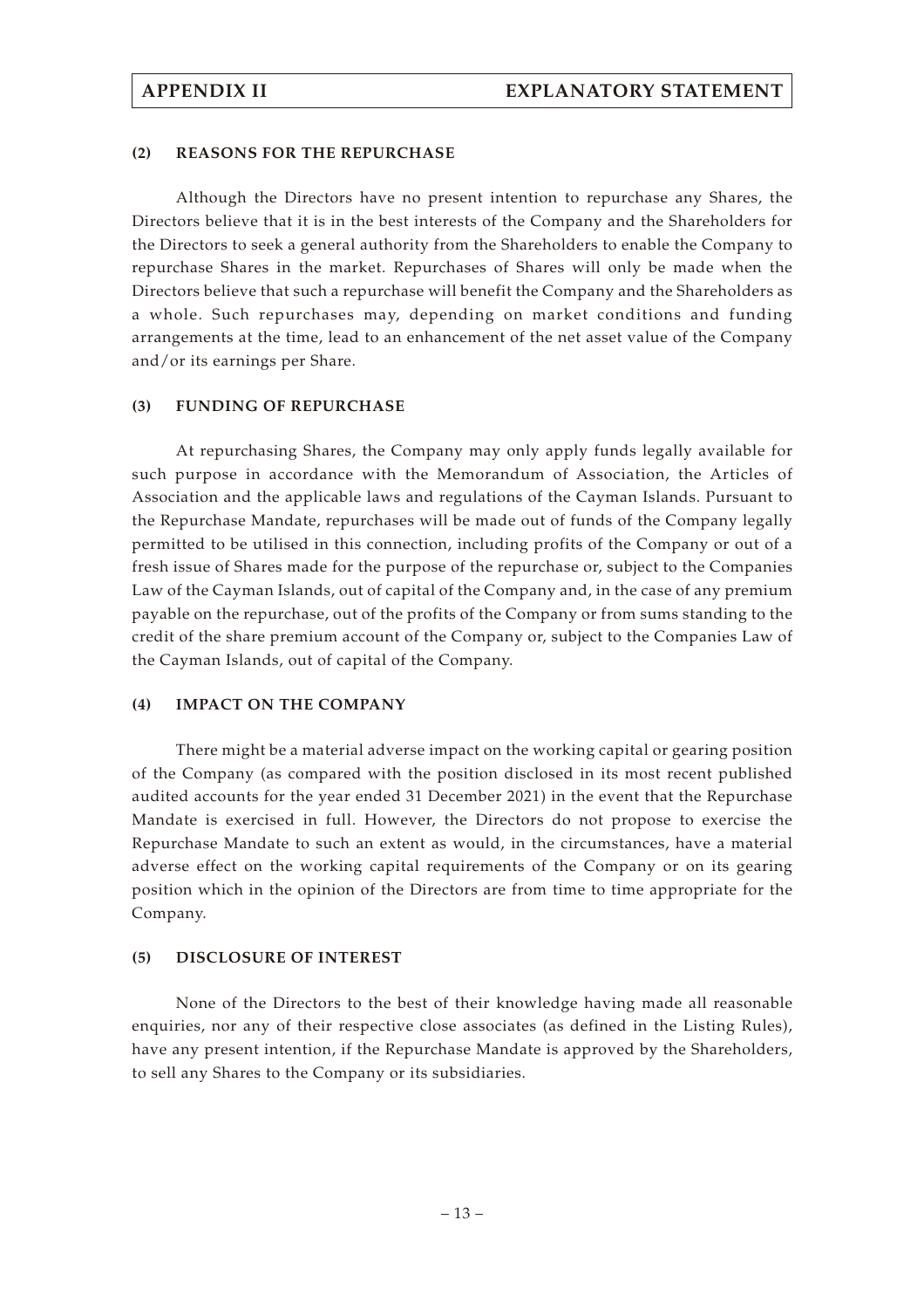## (2) REASONS FOR THE REPURCHASE

Although the Directors have no present intention to repurchase any Shares, the Directors believe that it is in the best interests of the Company and the Shareholders for the Directors to seek a general authority from the Shareholders to enable the Company to repurchase Shares in the market. Repurchases of Shares will only be made when the Directors believe that such a repurchase will benefit the Company and the Shareholders as a whole. Such repurchases may, depending on market conditions and funding arrangements at the time, lead to an enhancement of the net asset value of the Company and/or its earnings per Share.

## (3) FUNDING OF REPURCHASE

At repurchasing Shares, the Company may only apply funds legally available for such purpose in accordance with the Memorandum of Association, the Articles of Association and the applicable laws and regulations of the Cayman Islands. Pursuant to the Repurchase Mandate, repurchases will be made out of funds of the Company legally permitted to be utilised in this connection, including profits of the Company or out of a fresh issue of Shares made for the purpose of the repurchase or, subject to the Companies Law of the Cayman Islands, out of capital of the Company and, in the case of any premium payable on the repurchase, out of the profits of the Company or from sums standing to the credit of the share premium account of the Company or, subject to the Companies Law of the Cayman Islands, out of capital of the Company.

## (4) IMPACT ON THE COMPANY

There might be a material adverse impact on the working capital or gearing position of the Company (as compared with the position disclosed in its most recent published audited accounts for the year ended 31 December 2021) in the event that the Repurchase Mandate is exercised in full. However, the Directors do not propose to exercise the Repurchase Mandate to such an extent as would, in the circumstances, have a material adverse effect on the working capital requirements of the Company or on its gearing position which in the opinion of the Directors are from time to time appropriate for the Company.

## (5) DISCLOSURE OF INTEREST

None of the Directors to the best of their knowledge having made all reasonable enquiries, nor any of their respective close associates (as defined in the Listing Rules), have any present intention, if the Repurchase Mandate is approved by the Shareholders, to sell any Shares to the Company or its subsidiaries.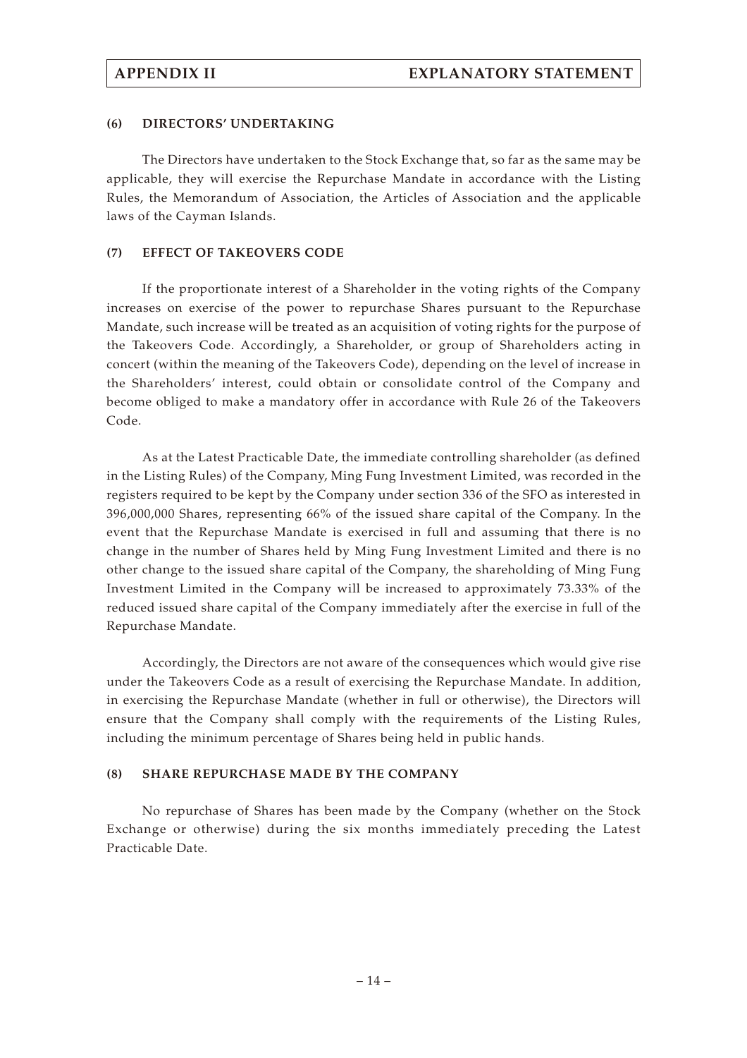#### (6) DIRECTORS' UNDERTAKING

The Directors have undertaken to the Stock Exchange that, so far as the same may be applicable, they will exercise the Repurchase Mandate in accordance with the Listing Rules, the Memorandum of Association, the Articles of Association and the applicable laws of the Cayman Islands.

#### (7) EFFECT OF TAKEOVERS CODE

If the proportionate interest of a Shareholder in the voting rights of the Company increases on exercise of the power to repurchase Shares pursuant to the Repurchase Mandate, such increase will be treated as an acquisition of voting rights for the purpose of the Takeovers Code. Accordingly, a Shareholder, or group of Shareholders acting in concert (within the meaning of the Takeovers Code), depending on the level of increase in the Shareholders' interest, could obtain or consolidate control of the Company and become obliged to make a mandatory offer in accordance with Rule 26 of the Takeovers Code.

As at the Latest Practicable Date, the immediate controlling shareholder (as defined in the Listing Rules) of the Company, Ming Fung Investment Limited, was recorded in the registers required to be kept by the Company under section 336 of the SFO as interested in 396,000,000 Shares, representing 66% of the issued share capital of the Company. In the event that the Repurchase Mandate is exercised in full and assuming that there is no change in the number of Shares held by Ming Fung Investment Limited and there is no other change to the issued share capital of the Company, the shareholding of Ming Fung Investment Limited in the Company will be increased to approximately 73.33% of the reduced issued share capital of the Company immediately after the exercise in full of the Repurchase Mandate.

Accordingly, the Directors are not aware of the consequences which would give rise under the Takeovers Code as a result of exercising the Repurchase Mandate. In addition, in exercising the Repurchase Mandate (whether in full or otherwise), the Directors will ensure that the Company shall comply with the requirements of the Listing Rules, including the minimum percentage of Shares being held in public hands.

#### (8) SHARE REPURCHASE MADE BY THE COMPANY

No repurchase of Shares has been made by the Company (whether on the Stock Exchange or otherwise) during the six months immediately preceding the Latest Practicable Date.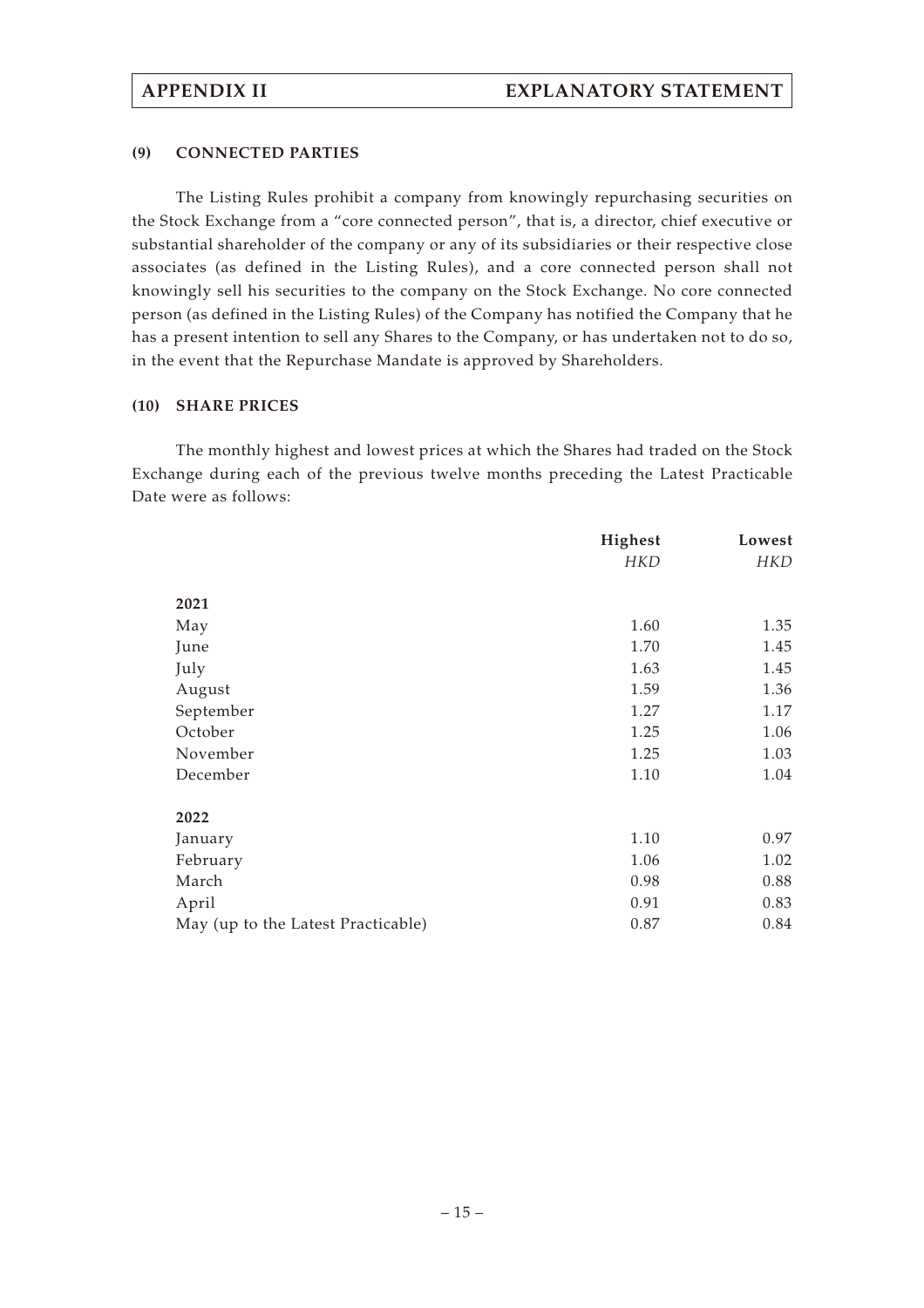#### (9) CONNECTED PARTIES

The Listing Rules prohibit a company from knowingly repurchasing securities on the Stock Exchange from a "core connected person", that is, a director, chief executive or substantial shareholder of the company or any of its subsidiaries or their respective close associates (as defined in the Listing Rules), and a core connected person shall not knowingly sell his securities to the company on the Stock Exchange. No core connected person (as defined in the Listing Rules) of the Company has notified the Company that he has a present intention to sell any Shares to the Company, or has undertaken not to do so, in the event that the Repurchase Mandate is approved by Shareholders.

#### (10) SHARE PRICES

The monthly highest and lowest prices at which the Shares had traded on the Stock Exchange during each of the previous twelve months preceding the Latest Practicable Date were as follows:

| | **Highest** | **Lowest** |
|---|---|---|
| | *HKD* | *HKD* |
| **2021** | | |
| May | 1.60 | 1.35 |
| June | 1.70 | 1.45 |
| July | 1.63 | 1.45 |
| August | 1.59 | 1.36 |
| September | 1.27 | 1.17 |
| October | 1.25 | 1.06 |
| November | 1.25 | 1.03 |
| December | 1.10 | 1.04 |
| **2022** | | |
| January | 1.10 | 0.97 |
| February | 1.06 | 1.02 |
| March | 0.98 | 0.88 |
| April | 0.91 | 0.83 |
| May (up to the Latest Practicable) | 0.87 | 0.84 |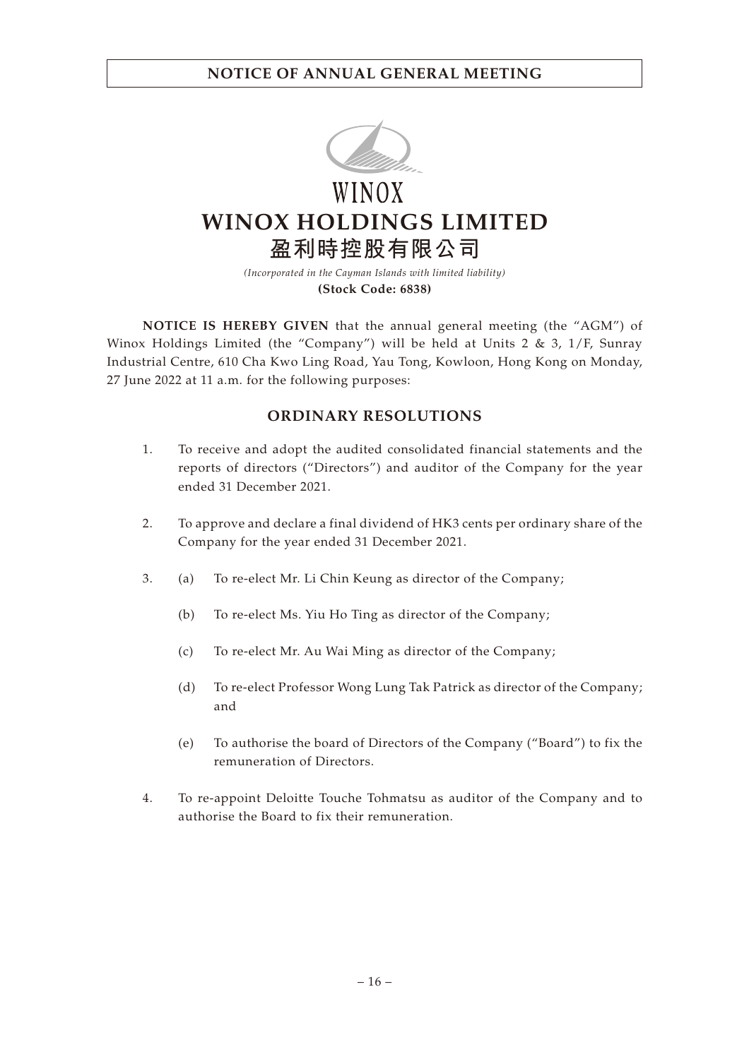# NOTICE OF ANNUAL GENERAL MEETING

WINOX

# WINOX HOLDINGS LIMITED
# 盈利時控股有限公司

*(Incorporated in the Cayman Islands with limited liability)*

**(Stock Code: 6838)**

**NOTICE IS HEREBY GIVEN** that the annual general meeting (the "AGM") of Winox Holdings Limited (the "Company") will be held at Units 2 & 3, 1/F, Sunray Industrial Centre, 610 Cha Kwo Ling Road, Yau Tong, Kowloon, Hong Kong on Monday, 27 June 2022 at 11 a.m. for the following purposes:

## ORDINARY RESOLUTIONS

1. To receive and adopt the audited consolidated financial statements and the reports of directors ("Directors") and auditor of the Company for the year ended 31 December 2021.

2. To approve and declare a final dividend of HK3 cents per ordinary share of the Company for the year ended 31 December 2021.

3. (a) To re-elect Mr. Li Chin Keung as director of the Company;

   (b) To re-elect Ms. Yiu Ho Ting as director of the Company;

   (c) To re-elect Mr. Au Wai Ming as director of the Company;

   (d) To re-elect Professor Wong Lung Tak Patrick as director of the Company; and

   (e) To authorise the board of Directors of the Company ("Board") to fix the remuneration of Directors.

4. To re-appoint Deloitte Touche Tohmatsu as auditor of the Company and to authorise the Board to fix their remuneration.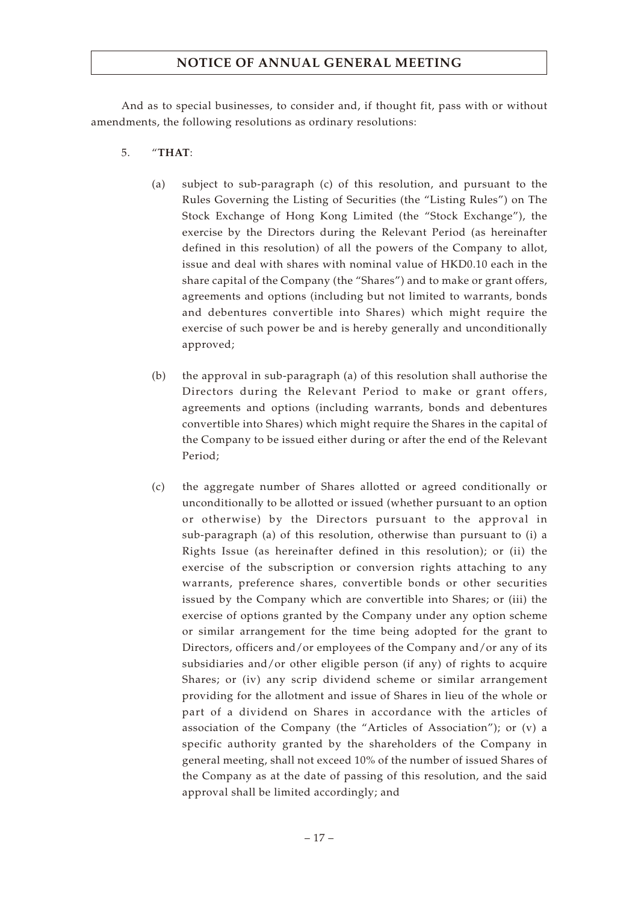# NOTICE OF ANNUAL GENERAL MEETING

And as to special businesses, to consider and, if thought fit, pass with or without amendments, the following resolutions as ordinary resolutions:

5. "**THAT**:

   (a) subject to sub-paragraph (c) of this resolution, and pursuant to the Rules Governing the Listing of Securities (the "Listing Rules") on The Stock Exchange of Hong Kong Limited (the "Stock Exchange"), the exercise by the Directors during the Relevant Period (as hereinafter defined in this resolution) of all the powers of the Company to allot, issue and deal with shares with nominal value of HKD0.10 each in the share capital of the Company (the "Shares") and to make or grant offers, agreements and options (including but not limited to warrants, bonds and debentures convertible into Shares) which might require the exercise of such power be and is hereby generally and unconditionally approved;

   (b) the approval in sub-paragraph (a) of this resolution shall authorise the Directors during the Relevant Period to make or grant offers, agreements and options (including warrants, bonds and debentures convertible into Shares) which might require the Shares in the capital of the Company to be issued either during or after the end of the Relevant Period;

   (c) the aggregate number of Shares allotted or agreed conditionally or unconditionally to be allotted or issued (whether pursuant to an option or otherwise) by the Directors pursuant to the approval in sub-paragraph (a) of this resolution, otherwise than pursuant to (i) a Rights Issue (as hereinafter defined in this resolution); or (ii) the exercise of the subscription or conversion rights attaching to any warrants, preference shares, convertible bonds or other securities issued by the Company which are convertible into Shares; or (iii) the exercise of options granted by the Company under any option scheme or similar arrangement for the time being adopted for the grant to Directors, officers and/or employees of the Company and/or any of its subsidiaries and/or other eligible person (if any) of rights to acquire Shares; or (iv) any scrip dividend scheme or similar arrangement providing for the allotment and issue of Shares in lieu of the whole or part of a dividend on Shares in accordance with the articles of association of the Company (the "Articles of Association"); or (v) a specific authority granted by the shareholders of the Company in general meeting, shall not exceed 10% of the number of issued Shares of the Company as at the date of passing of this resolution, and the said approval shall be limited accordingly; and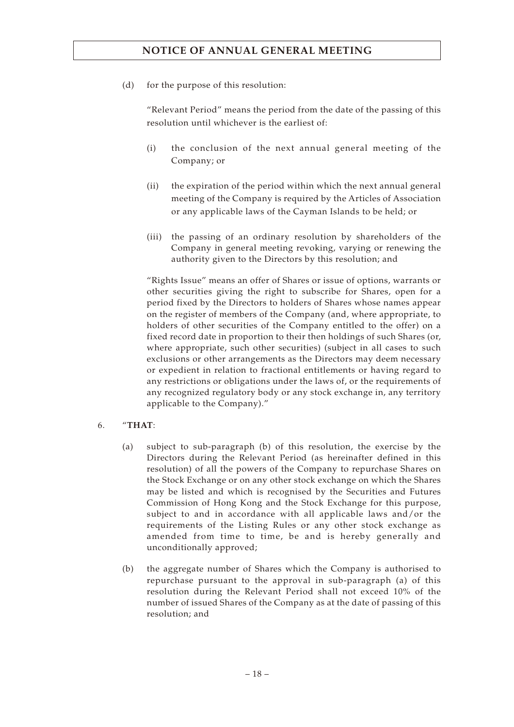(d) for the purpose of this resolution:

"Relevant Period" means the period from the date of the passing of this resolution until whichever is the earliest of:

(i) the conclusion of the next annual general meeting of the Company; or

(ii) the expiration of the period within which the next annual general meeting of the Company is required by the Articles of Association or any applicable laws of the Cayman Islands to be held; or

(iii) the passing of an ordinary resolution by shareholders of the Company in general meeting revoking, varying or renewing the authority given to the Directors by this resolution; and

"Rights Issue" means an offer of Shares or issue of options, warrants or other securities giving the right to subscribe for Shares, open for a period fixed by the Directors to holders of Shares whose names appear on the register of members of the Company (and, where appropriate, to holders of other securities of the Company entitled to the offer) on a fixed record date in proportion to their then holdings of such Shares (or, where appropriate, such other securities) (subject in all cases to such exclusions or other arrangements as the Directors may deem necessary or expedient in relation to fractional entitlements or having regard to any restrictions or obligations under the laws of, or the requirements of any recognized regulatory body or any stock exchange in, any territory applicable to the Company)."

6. "**THAT**:

(a) subject to sub-paragraph (b) of this resolution, the exercise by the Directors during the Relevant Period (as hereinafter defined in this resolution) of all the powers of the Company to repurchase Shares on the Stock Exchange or on any other stock exchange on which the Shares may be listed and which is recognised by the Securities and Futures Commission of Hong Kong and the Stock Exchange for this purpose, subject to and in accordance with all applicable laws and/or the requirements of the Listing Rules or any other stock exchange as amended from time to time, be and is hereby generally and unconditionally approved;

(b) the aggregate number of Shares which the Company is authorised to repurchase pursuant to the approval in sub-paragraph (a) of this resolution during the Relevant Period shall not exceed 10% of the number of issued Shares of the Company as at the date of passing of this resolution; and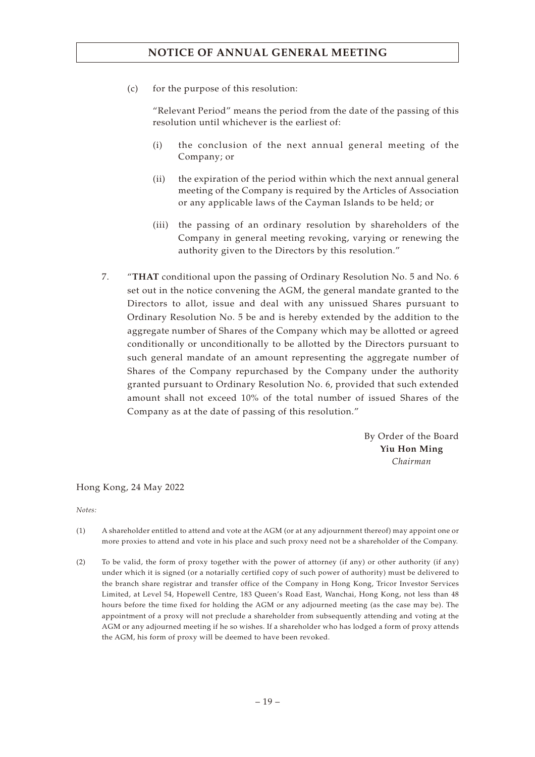(c) for the purpose of this resolution:

"Relevant Period" means the period from the date of the passing of this resolution until whichever is the earliest of:

(i) the conclusion of the next annual general meeting of the Company; or

(ii) the expiration of the period within which the next annual general meeting of the Company is required by the Articles of Association or any applicable laws of the Cayman Islands to be held; or

(iii) the passing of an ordinary resolution by shareholders of the Company in general meeting revoking, varying or renewing the authority given to the Directors by this resolution."

7. "**THAT** conditional upon the passing of Ordinary Resolution No. 5 and No. 6 set out in the notice convening the AGM, the general mandate granted to the Directors to allot, issue and deal with any unissued Shares pursuant to Ordinary Resolution No. 5 be and is hereby extended by the addition to the aggregate number of Shares of the Company which may be allotted or agreed conditionally or unconditionally to be allotted by the Directors pursuant to such general mandate of an amount representing the aggregate number of Shares of the Company repurchased by the Company under the authority granted pursuant to Ordinary Resolution No. 6, provided that such extended amount shall not exceed 10% of the total number of issued Shares of the Company as at the date of passing of this resolution."

By Order of the Board
**Yiu Hon Ming**
*Chairman*

Hong Kong, 24 May 2022

*Notes:*

(1) A shareholder entitled to attend and vote at the AGM (or at any adjournment thereof) may appoint one or more proxies to attend and vote in his place and such proxy need not be a shareholder of the Company.

(2) To be valid, the form of proxy together with the power of attorney (if any) or other authority (if any) under which it is signed (or a notarially certified copy of such power of authority) must be delivered to the branch share registrar and transfer office of the Company in Hong Kong, Tricor Investor Services Limited, at Level 54, Hopewell Centre, 183 Queen's Road East, Wanchai, Hong Kong, not less than 48 hours before the time fixed for holding the AGM or any adjourned meeting (as the case may be). The appointment of a proxy will not preclude a shareholder from subsequently attending and voting at the AGM or any adjourned meeting if he so wishes. If a shareholder who has lodged a form of proxy attends the AGM, his form of proxy will be deemed to have been revoked.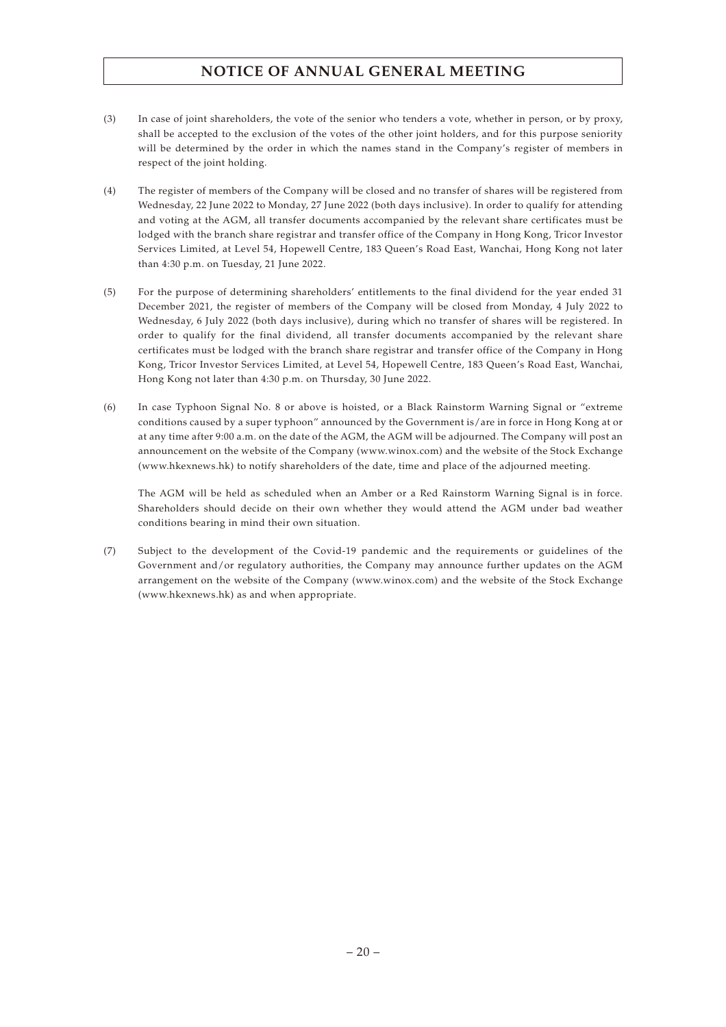# NOTICE OF ANNUAL GENERAL MEETING

(3) In case of joint shareholders, the vote of the senior who tenders a vote, whether in person, or by proxy, shall be accepted to the exclusion of the votes of the other joint holders, and for this purpose seniority will be determined by the order in which the names stand in the Company's register of members in respect of the joint holding.

(4) The register of members of the Company will be closed and no transfer of shares will be registered from Wednesday, 22 June 2022 to Monday, 27 June 2022 (both days inclusive). In order to qualify for attending and voting at the AGM, all transfer documents accompanied by the relevant share certificates must be lodged with the branch share registrar and transfer office of the Company in Hong Kong, Tricor Investor Services Limited, at Level 54, Hopewell Centre, 183 Queen's Road East, Wanchai, Hong Kong not later than 4:30 p.m. on Tuesday, 21 June 2022.

(5) For the purpose of determining shareholders' entitlements to the final dividend for the year ended 31 December 2021, the register of members of the Company will be closed from Monday, 4 July 2022 to Wednesday, 6 July 2022 (both days inclusive), during which no transfer of shares will be registered. In order to qualify for the final dividend, all transfer documents accompanied by the relevant share certificates must be lodged with the branch share registrar and transfer office of the Company in Hong Kong, Tricor Investor Services Limited, at Level 54, Hopewell Centre, 183 Queen's Road East, Wanchai, Hong Kong not later than 4:30 p.m. on Thursday, 30 June 2022.

(6) In case Typhoon Signal No. 8 or above is hoisted, or a Black Rainstorm Warning Signal or "extreme conditions caused by a super typhoon" announced by the Government is/are in force in Hong Kong at or at any time after 9:00 a.m. on the date of the AGM, the AGM will be adjourned. The Company will post an announcement on the website of the Company (www.winox.com) and the website of the Stock Exchange (www.hkexnews.hk) to notify shareholders of the date, time and place of the adjourned meeting.

The AGM will be held as scheduled when an Amber or a Red Rainstorm Warning Signal is in force. Shareholders should decide on their own whether they would attend the AGM under bad weather conditions bearing in mind their own situation.

(7) Subject to the development of the Covid-19 pandemic and the requirements or guidelines of the Government and/or regulatory authorities, the Company may announce further updates on the AGM arrangement on the website of the Company (www.winox.com) and the website of the Stock Exchange (www.hkexnews.hk) as and when appropriate.